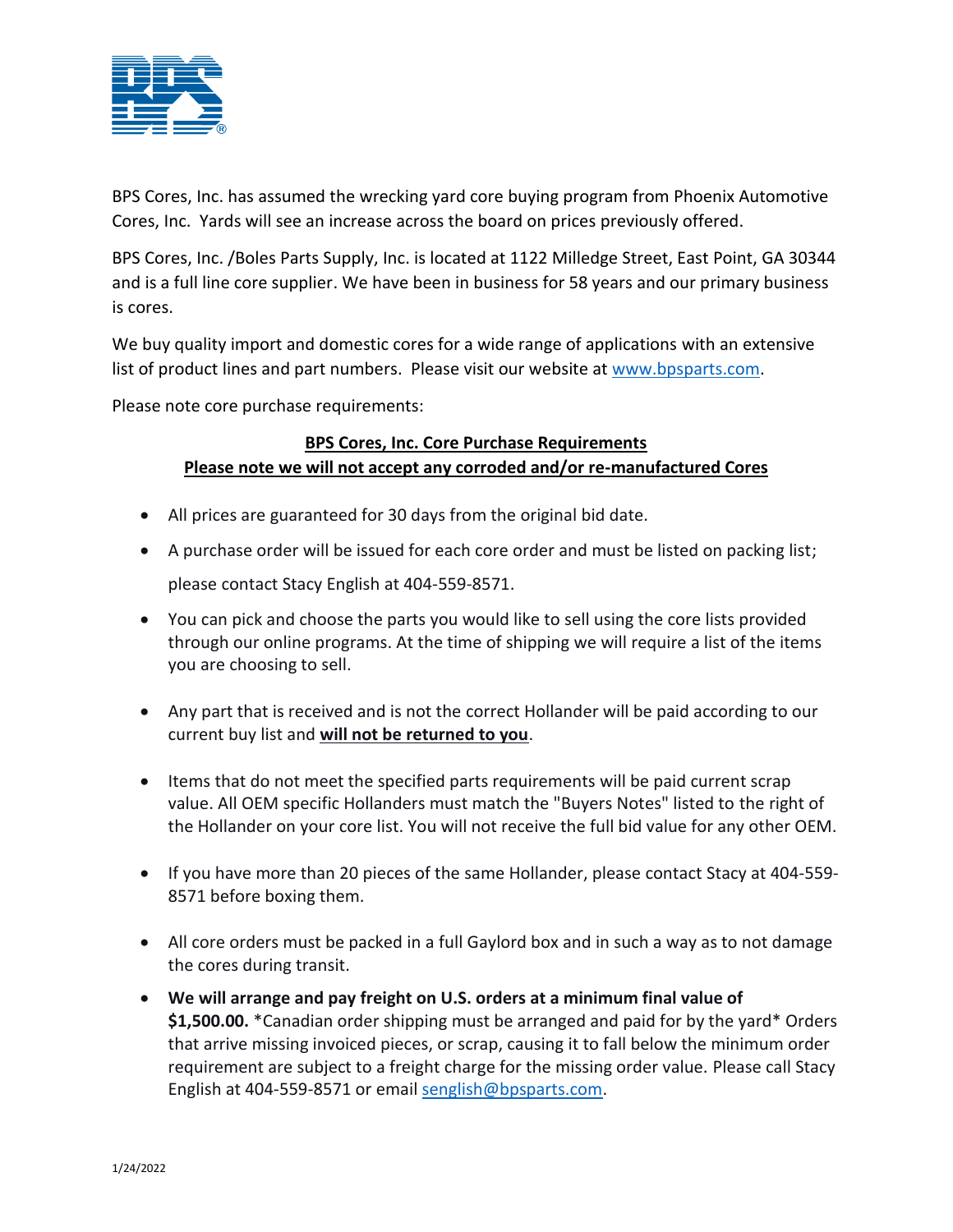BPS Cores, Inc. has assumed the wrecking yard core buying program from Phoenix Automotive Cores, Inc. Yards will see an increase across the board on prices previously offered.

BPS Cores, Inc. /Boles Parts Supply, Inc. is located at 1122 Milledge Street, East Point, GA 30344 and is a full line core supplier. We have been in business for 58 years and our primary business is cores.

We buy quality import and domestic cores for a wide range of applications with an extensive list of product lines and part numbers. Please visit our website at www.bpsparts.com.

Please note core purchase requirements:

**BPS Cores, Inc. Core Purchase Requirements**
**Please note we will not accept any corroded and/or re-manufactured Cores**

- All prices are guaranteed for 30 days from the original bid date.
- A purchase order will be issued for each core order and must be listed on packing list; please contact Stacy English at 404-559-8571.
- You can pick and choose the parts you would like to sell using the core lists provided through our online programs. At the time of shipping we will require a list of the items you are choosing to sell.
- Any part that is received and is not the correct Hollander will be paid according to our current buy list and **will not be returned to you**.
- Items that do not meet the specified parts requirements will be paid current scrap value. All OEM specific Hollanders must match the "Buyers Notes" listed to the right of the Hollander on your core list. You will not receive the full bid value for any other OEM.
- If you have more than 20 pieces of the same Hollander, please contact Stacy at 404-559-8571 before boxing them.
- All core orders must be packed in a full Gaylord box and in such a way as to not damage the cores during transit.
- **We will arrange and pay freight on U.S. orders at a minimum final value of $1,500.00.** *Canadian order shipping must be arranged and paid for by the yard* Orders that arrive missing invoiced pieces, or scrap, causing it to fall below the minimum order requirement are subject to a freight charge for the missing order value. Please call Stacy English at 404-559-8571 or email senglish@bpsparts.com.

1/24/2022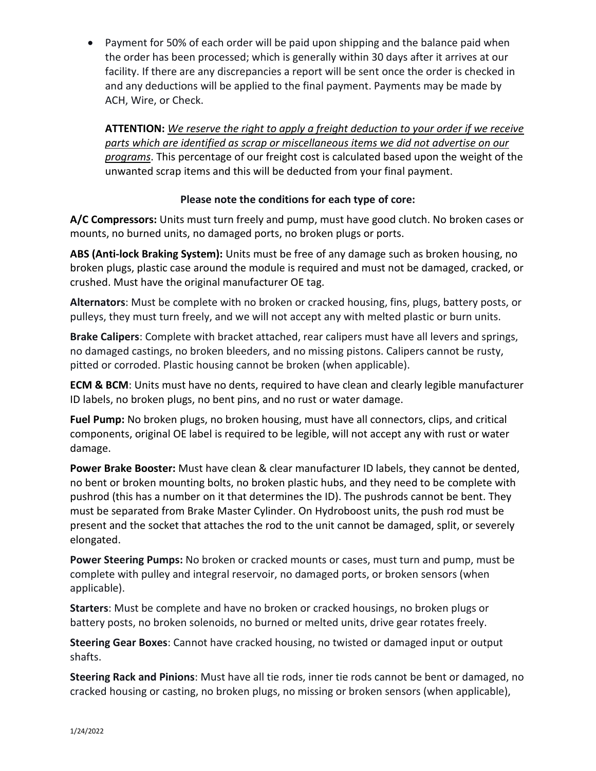- Payment for 50% of each order will be paid upon shipping and the balance paid when the order has been processed; which is generally within 30 days after it arrives at our facility. If there are any discrepancies a report will be sent once the order is checked in and any deductions will be applied to the final payment. Payments may be made by ACH, Wire, or Check.

  **ATTENTION:** *We reserve the right to apply a freight deduction to your order if we receive parts which are identified as scrap or miscellaneous items we did not advertise on our programs*. This percentage of our freight cost is calculated based upon the weight of the unwanted scrap items and this will be deducted from your final payment.

**Please note the conditions for each type of core:**

**A/C Compressors:** Units must turn freely and pump, must have good clutch. No broken cases or mounts, no burned units, no damaged ports, no broken plugs or ports.

**ABS (Anti-lock Braking System):** Units must be free of any damage such as broken housing, no broken plugs, plastic case around the module is required and must not be damaged, cracked, or crushed. Must have the original manufacturer OE tag.

**Alternators**: Must be complete with no broken or cracked housing, fins, plugs, battery posts, or pulleys, they must turn freely, and we will not accept any with melted plastic or burn units.

**Brake Calipers**: Complete with bracket attached, rear calipers must have all levers and springs, no damaged castings, no broken bleeders, and no missing pistons. Calipers cannot be rusty, pitted or corroded. Plastic housing cannot be broken (when applicable).

**ECM & BCM**: Units must have no dents, required to have clean and clearly legible manufacturer ID labels, no broken plugs, no bent pins, and no rust or water damage.

**Fuel Pump:** No broken plugs, no broken housing, must have all connectors, clips, and critical components, original OE label is required to be legible, will not accept any with rust or water damage.

**Power Brake Booster:** Must have clean & clear manufacturer ID labels, they cannot be dented, no bent or broken mounting bolts, no broken plastic hubs, and they need to be complete with pushrod (this has a number on it that determines the ID). The pushrods cannot be bent. They must be separated from Brake Master Cylinder. On Hydroboost units, the push rod must be present and the socket that attaches the rod to the unit cannot be damaged, split, or severely elongated.

**Power Steering Pumps:** No broken or cracked mounts or cases, must turn and pump, must be complete with pulley and integral reservoir, no damaged ports, or broken sensors (when applicable).

**Starters**: Must be complete and have no broken or cracked housings, no broken plugs or battery posts, no broken solenoids, no burned or melted units, drive gear rotates freely.

**Steering Gear Boxes**: Cannot have cracked housing, no twisted or damaged input or output shafts.

**Steering Rack and Pinions**: Must have all tie rods, inner tie rods cannot be bent or damaged, no cracked housing or casting, no broken plugs, no missing or broken sensors (when applicable),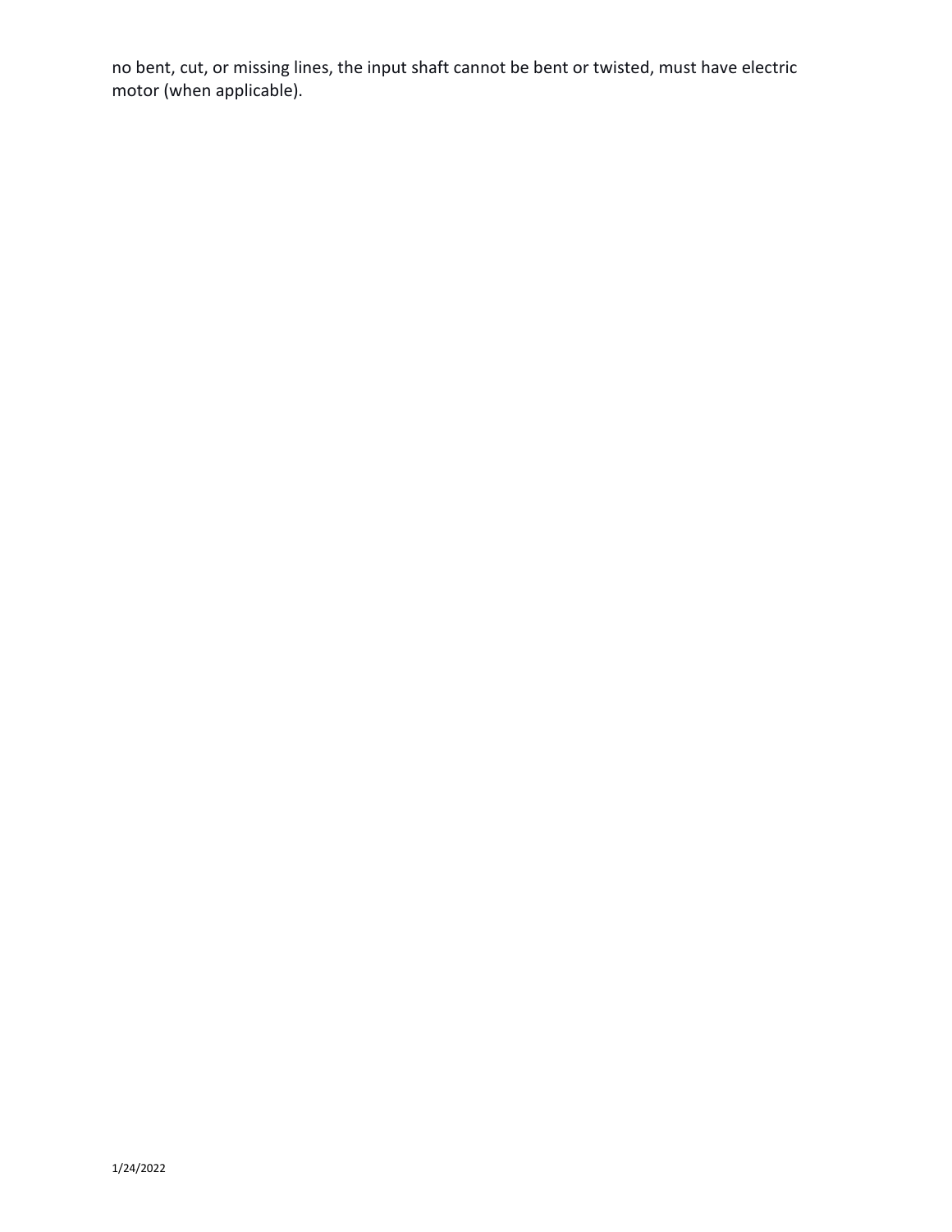no bent, cut, or missing lines, the input shaft cannot be bent or twisted, must have electric motor (when applicable).